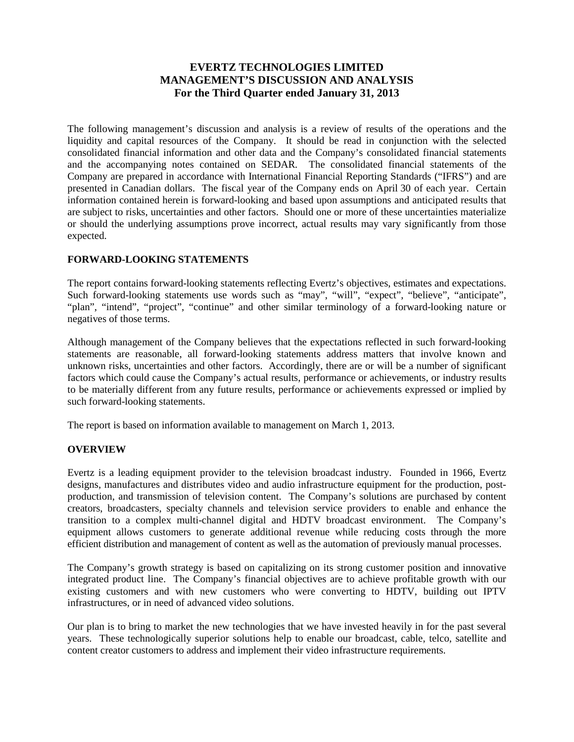# EVERTZ TECHNOLOGIES LIMITED
# MANAGEMENT'S DISCUSSION AND ANALYSIS
# For the Third Quarter ended January 31, 2013

The following management's discussion and analysis is a review of results of the operations and the liquidity and capital resources of the Company. It should be read in conjunction with the selected consolidated financial information and other data and the Company's consolidated financial statements and the accompanying notes contained on SEDAR. The consolidated financial statements of the Company are prepared in accordance with International Financial Reporting Standards ("IFRS") and are presented in Canadian dollars. The fiscal year of the Company ends on April 30 of each year. Certain information contained herein is forward-looking and based upon assumptions and anticipated results that are subject to risks, uncertainties and other factors. Should one or more of these uncertainties materialize or should the underlying assumptions prove incorrect, actual results may vary significantly from those expected.

## FORWARD-LOOKING STATEMENTS

The report contains forward-looking statements reflecting Evertz's objectives, estimates and expectations. Such forward-looking statements use words such as "may", "will", "expect", "believe", "anticipate", "plan", "intend", "project", "continue" and other similar terminology of a forward-looking nature or negatives of those terms.

Although management of the Company believes that the expectations reflected in such forward-looking statements are reasonable, all forward-looking statements address matters that involve known and unknown risks, uncertainties and other factors. Accordingly, there are or will be a number of significant factors which could cause the Company's actual results, performance or achievements, or industry results to be materially different from any future results, performance or achievements expressed or implied by such forward-looking statements.

The report is based on information available to management on March 1, 2013.

## OVERVIEW

Evertz is a leading equipment provider to the television broadcast industry. Founded in 1966, Evertz designs, manufactures and distributes video and audio infrastructure equipment for the production, post-production, and transmission of television content. The Company's solutions are purchased by content creators, broadcasters, specialty channels and television service providers to enable and enhance the transition to a complex multi-channel digital and HDTV broadcast environment. The Company's equipment allows customers to generate additional revenue while reducing costs through the more efficient distribution and management of content as well as the automation of previously manual processes.

The Company's growth strategy is based on capitalizing on its strong customer position and innovative integrated product line. The Company's financial objectives are to achieve profitable growth with our existing customers and with new customers who were converting to HDTV, building out IPTV infrastructures, or in need of advanced video solutions.

Our plan is to bring to market the new technologies that we have invested heavily in for the past several years. These technologically superior solutions help to enable our broadcast, cable, telco, satellite and content creator customers to address and implement their video infrastructure requirements.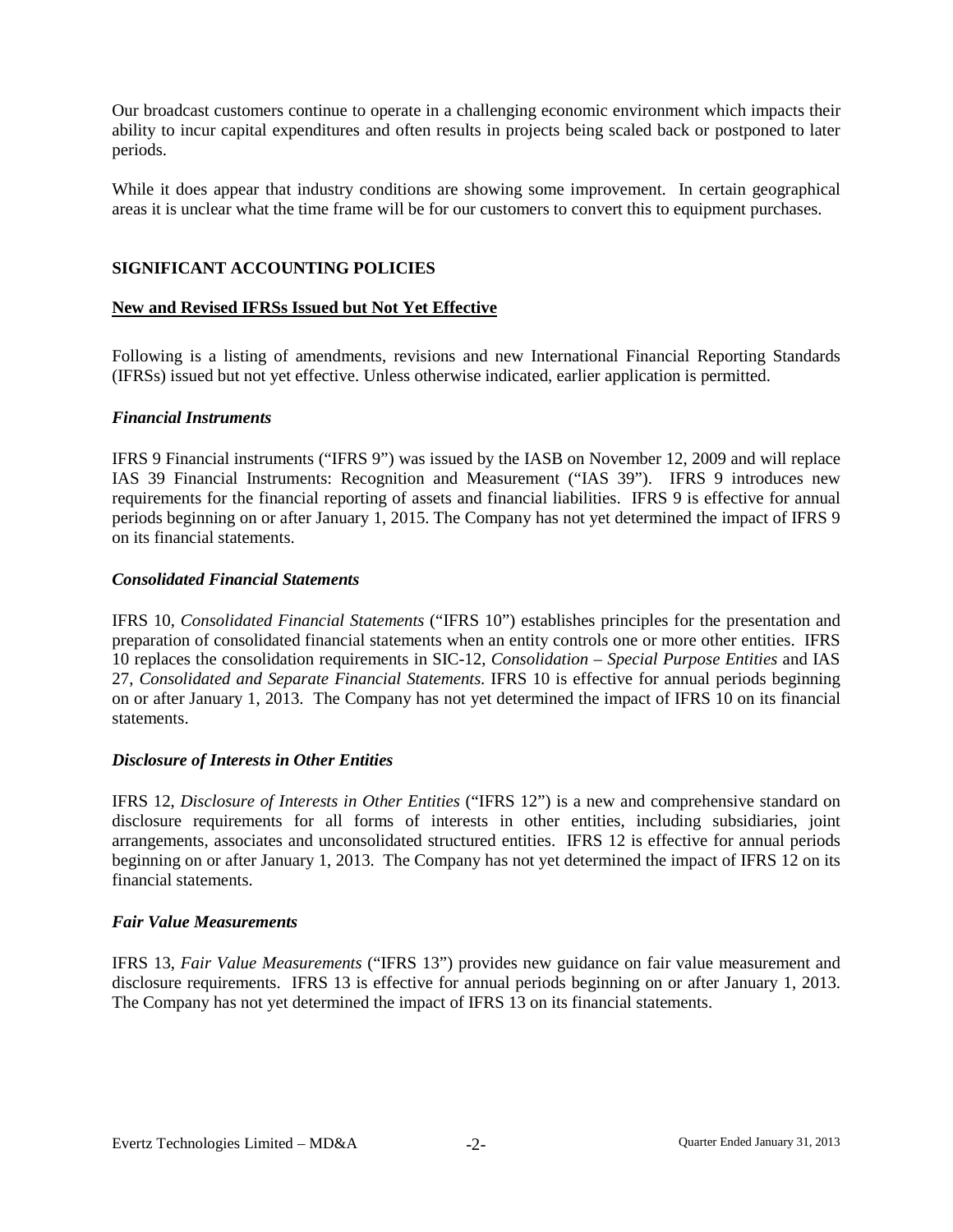Our broadcast customers continue to operate in a challenging economic environment which impacts their ability to incur capital expenditures and often results in projects being scaled back or postponed to later periods.

While it does appear that industry conditions are showing some improvement. In certain geographical areas it is unclear what the time frame will be for our customers to convert this to equipment purchases.

## SIGNIFICANT ACCOUNTING POLICIES

### New and Revised IFRSs Issued but Not Yet Effective

Following is a listing of amendments, revisions and new International Financial Reporting Standards (IFRSs) issued but not yet effective. Unless otherwise indicated, earlier application is permitted.

#### *Financial Instruments*

IFRS 9 Financial instruments ("IFRS 9") was issued by the IASB on November 12, 2009 and will replace IAS 39 Financial Instruments: Recognition and Measurement ("IAS 39"). IFRS 9 introduces new requirements for the financial reporting of assets and financial liabilities. IFRS 9 is effective for annual periods beginning on or after January 1, 2015. The Company has not yet determined the impact of IFRS 9 on its financial statements.

#### *Consolidated Financial Statements*

IFRS 10, *Consolidated Financial Statements* ("IFRS 10") establishes principles for the presentation and preparation of consolidated financial statements when an entity controls one or more other entities. IFRS 10 replaces the consolidation requirements in SIC-12, *Consolidation – Special Purpose Entities* and IAS 27, *Consolidated and Separate Financial Statements*. IFRS 10 is effective for annual periods beginning on or after January 1, 2013. The Company has not yet determined the impact of IFRS 10 on its financial statements.

#### *Disclosure of Interests in Other Entities*

IFRS 12, *Disclosure of Interests in Other Entities* ("IFRS 12") is a new and comprehensive standard on disclosure requirements for all forms of interests in other entities, including subsidiaries, joint arrangements, associates and unconsolidated structured entities. IFRS 12 is effective for annual periods beginning on or after January 1, 2013. The Company has not yet determined the impact of IFRS 12 on its financial statements.

#### *Fair Value Measurements*

IFRS 13, *Fair Value Measurements* ("IFRS 13") provides new guidance on fair value measurement and disclosure requirements. IFRS 13 is effective for annual periods beginning on or after January 1, 2013. The Company has not yet determined the impact of IFRS 13 on its financial statements.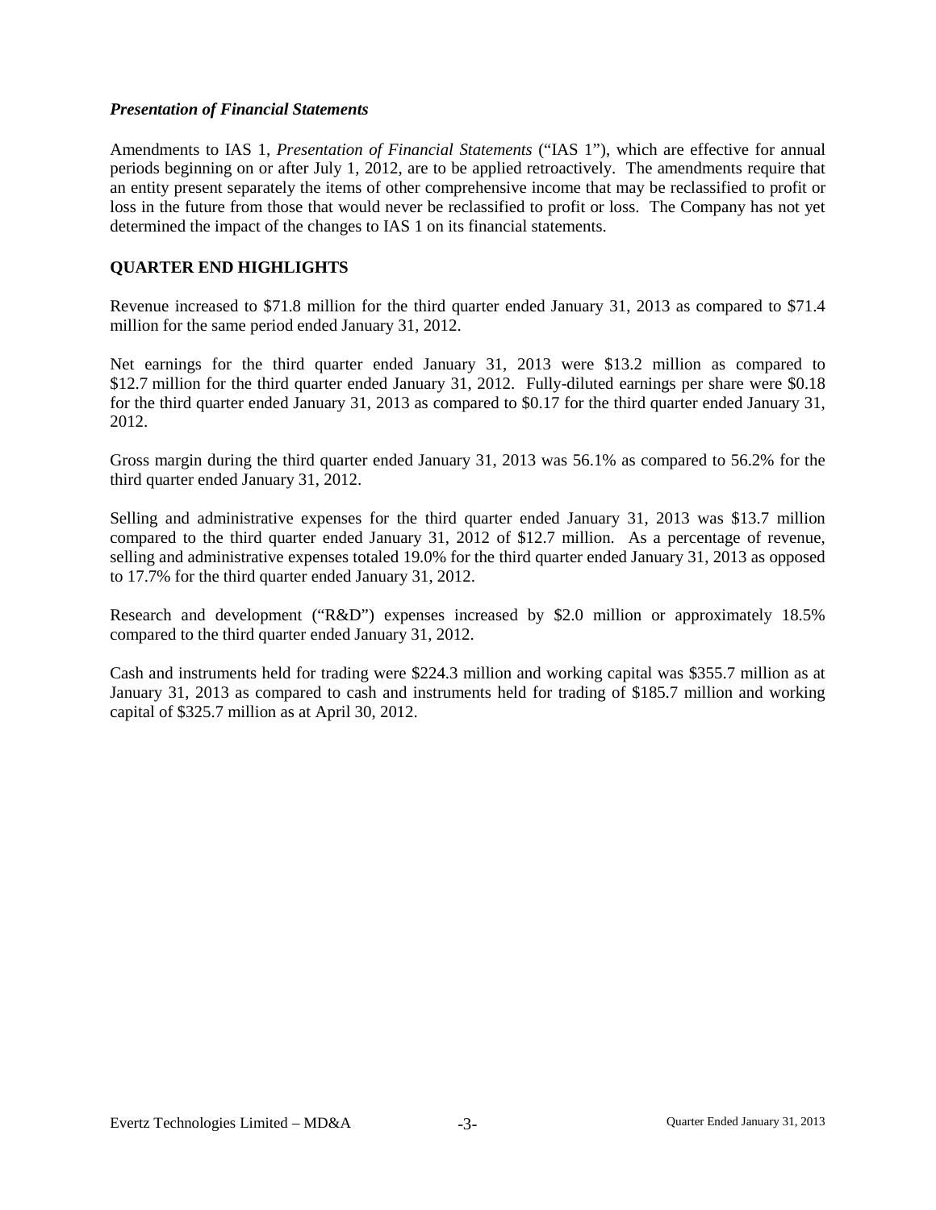*Presentation of Financial Statements*

Amendments to IAS 1, *Presentation of Financial Statements* ("IAS 1"), which are effective for annual periods beginning on or after July 1, 2012, are to be applied retroactively. The amendments require that an entity present separately the items of other comprehensive income that may be reclassified to profit or loss in the future from those that would never be reclassified to profit or loss. The Company has not yet determined the impact of the changes to IAS 1 on its financial statements.

## QUARTER END HIGHLIGHTS

Revenue increased to $71.8 million for the third quarter ended January 31, 2013 as compared to $71.4 million for the same period ended January 31, 2012.

Net earnings for the third quarter ended January 31, 2013 were $13.2 million as compared to $12.7 million for the third quarter ended January 31, 2012. Fully-diluted earnings per share were $0.18 for the third quarter ended January 31, 2013 as compared to $0.17 for the third quarter ended January 31, 2012.

Gross margin during the third quarter ended January 31, 2013 was 56.1% as compared to 56.2% for the third quarter ended January 31, 2012.

Selling and administrative expenses for the third quarter ended January 31, 2013 was $13.7 million compared to the third quarter ended January 31, 2012 of $12.7 million. As a percentage of revenue, selling and administrative expenses totaled 19.0% for the third quarter ended January 31, 2013 as opposed to 17.7% for the third quarter ended January 31, 2012.

Research and development ("R&D") expenses increased by $2.0 million or approximately 18.5% compared to the third quarter ended January 31, 2012.

Cash and instruments held for trading were $224.3 million and working capital was $355.7 million as at January 31, 2013 as compared to cash and instruments held for trading of $185.7 million and working capital of $325.7 million as at April 30, 2012.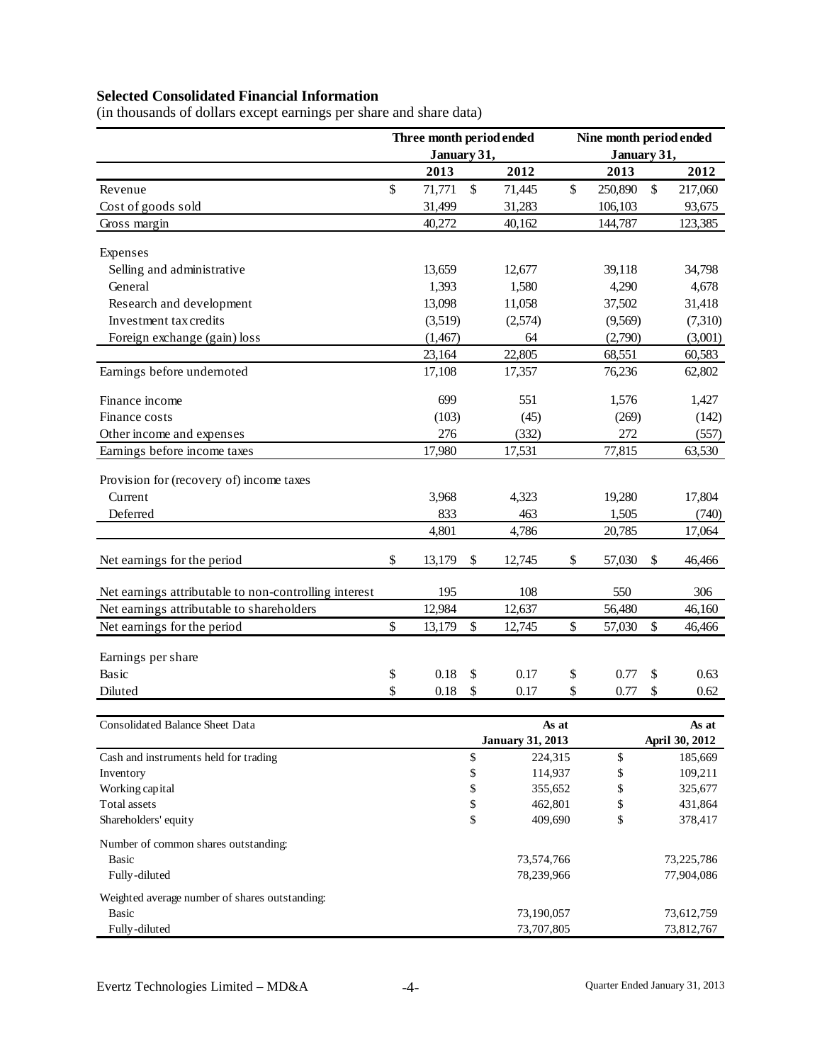**Selected Consolidated Financial Information**

(in thousands of dollars except earnings per share and share data)

| | Three month period ended January 31, | | Nine month period ended January 31, | |
|---|---|---|---|---|
| | 2013 | 2012 | 2013 | 2012 |
| Revenue | $ 71,771 | $ 71,445 | $ 250,890 | $ 217,060 |
| Cost of goods sold | 31,499 | 31,283 | 106,103 | 93,675 |
| Gross margin | 40,272 | 40,162 | 144,787 | 123,385 |
| Expenses | | | | |
| Selling and administrative | 13,659 | 12,677 | 39,118 | 34,798 |
| General | 1,393 | 1,580 | 4,290 | 4,678 |
| Research and development | 13,098 | 11,058 | 37,502 | 31,418 |
| Investment tax credits | (3,519) | (2,574) | (9,569) | (7,310) |
| Foreign exchange (gain) loss | (1,467) | 64 | (2,790) | (3,001) |
| | 23,164 | 22,805 | 68,551 | 60,583 |
| Earnings before undernoted | 17,108 | 17,357 | 76,236 | 62,802 |
| Finance income | 699 | 551 | 1,576 | 1,427 |
| Finance costs | (103) | (45) | (269) | (142) |
| Other income and expenses | 276 | (332) | 272 | (557) |
| Earnings before income taxes | 17,980 | 17,531 | 77,815 | 63,530 |
| Provision for (recovery of) income taxes | | | | |
| Current | 3,968 | 4,323 | 19,280 | 17,804 |
| Deferred | 833 | 463 | 1,505 | (740) |
| | 4,801 | 4,786 | 20,785 | 17,064 |
| Net earnings for the period | $ 13,179 | $ 12,745 | $ 57,030 | $ 46,466 |
| Net earnings attributable to non-controlling interest | 195 | 108 | 550 | 306 |
| Net earnings attributable to shareholders | 12,984 | 12,637 | 56,480 | 46,160 |
| Net earnings for the period | $ 13,179 | $ 12,745 | $ 57,030 | $ 46,466 |
| Earnings per share | | | | |
| Basic | $ 0.18 | $ 0.17 | $ 0.77 | $ 0.63 |
| Diluted | $ 0.18 | $ 0.17 | $ 0.77 | $ 0.62 |

| Consolidated Balance Sheet Data | As at January 31, 2013 | As at April 30, 2012 |
|---|---|---|
| Cash and instruments held for trading | $ 224,315 | $ 185,669 |
| Inventory | $ 114,937 | $ 109,211 |
| Working capital | $ 355,652 | $ 325,677 |
| Total assets | $ 462,801 | $ 431,864 |
| Shareholders' equity | $ 409,690 | $ 378,417 |
| Number of common shares outstanding: | | |
| Basic | 73,574,766 | 73,225,786 |
| Fully-diluted | 78,239,966 | 77,904,086 |
| Weighted average number of shares outstanding: | | |
| Basic | 73,190,057 | 73,612,759 |
| Fully-diluted | 73,707,805 | 73,812,767 |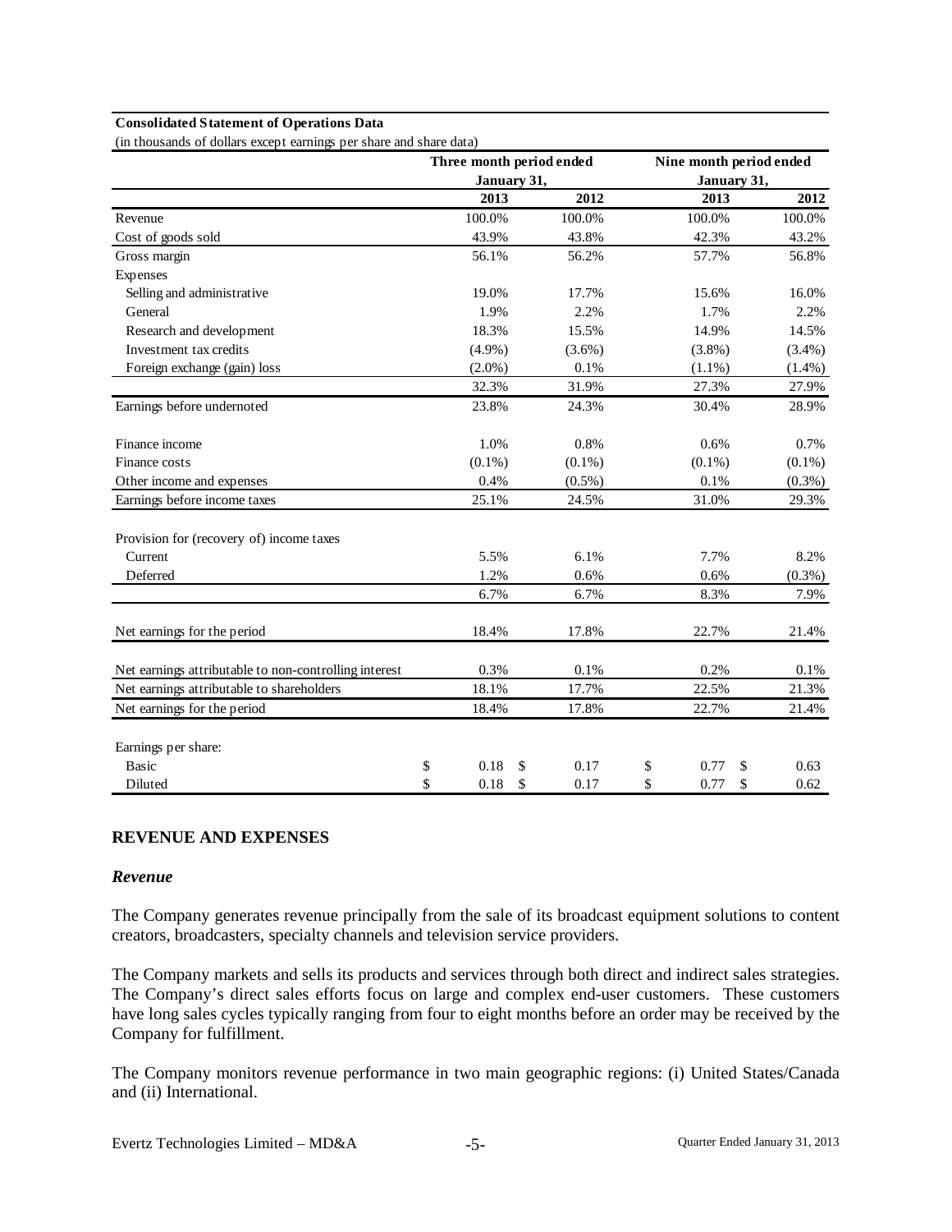**Consolidated Statement of Operations Data**

(in thousands of dollars except earnings per share and share data)

| | Three month period ended January 31, | | Nine month period ended January 31, | |
|---|---|---|---|---|
| | 2013 | 2012 | 2013 | 2012 |
| Revenue | 100.0% | 100.0% | 100.0% | 100.0% |
| Cost of goods sold | 43.9% | 43.8% | 42.3% | 43.2% |
| Gross margin | 56.1% | 56.2% | 57.7% | 56.8% |
| Expenses | | | | |
| Selling and administrative | 19.0% | 17.7% | 15.6% | 16.0% |
| General | 1.9% | 2.2% | 1.7% | 2.2% |
| Research and development | 18.3% | 15.5% | 14.9% | 14.5% |
| Investment tax credits | (4.9%) | (3.6%) | (3.8%) | (3.4%) |
| Foreign exchange (gain) loss | (2.0%) | 0.1% | (1.1%) | (1.4%) |
| | 32.3% | 31.9% | 27.3% | 27.9% |
| Earnings before undernoted | 23.8% | 24.3% | 30.4% | 28.9% |
| Finance income | 1.0% | 0.8% | 0.6% | 0.7% |
| Finance costs | (0.1%) | (0.1%) | (0.1%) | (0.1%) |
| Other income and expenses | 0.4% | (0.5%) | 0.1% | (0.3%) |
| Earnings before income taxes | 25.1% | 24.5% | 31.0% | 29.3% |
| Provision for (recovery of) income taxes | | | | |
| Current | 5.5% | 6.1% | 7.7% | 8.2% |
| Deferred | 1.2% | 0.6% | 0.6% | (0.3%) |
| | 6.7% | 6.7% | 8.3% | 7.9% |
| Net earnings for the period | 18.4% | 17.8% | 22.7% | 21.4% |
| Net earnings attributable to non-controlling interest | 0.3% | 0.1% | 0.2% | 0.1% |
| Net earnings attributable to shareholders | 18.1% | 17.7% | 22.5% | 21.3% |
| Net earnings for the period | 18.4% | 17.8% | 22.7% | 21.4% |
| Earnings per share: | | | | |
| Basic | $ 0.18 | $ 0.17 | $ 0.77 | $ 0.63 |
| Diluted | $ 0.18 | $ 0.17 | $ 0.77 | $ 0.62 |

## REVENUE AND EXPENSES

### *Revenue*

The Company generates revenue principally from the sale of its broadcast equipment solutions to content creators, broadcasters, specialty channels and television service providers.

The Company markets and sells its products and services through both direct and indirect sales strategies. The Company's direct sales efforts focus on large and complex end-user customers. These customers have long sales cycles typically ranging from four to eight months before an order may be received by the Company for fulfillment.

The Company monitors revenue performance in two main geographic regions: (i) United States/Canada and (ii) International.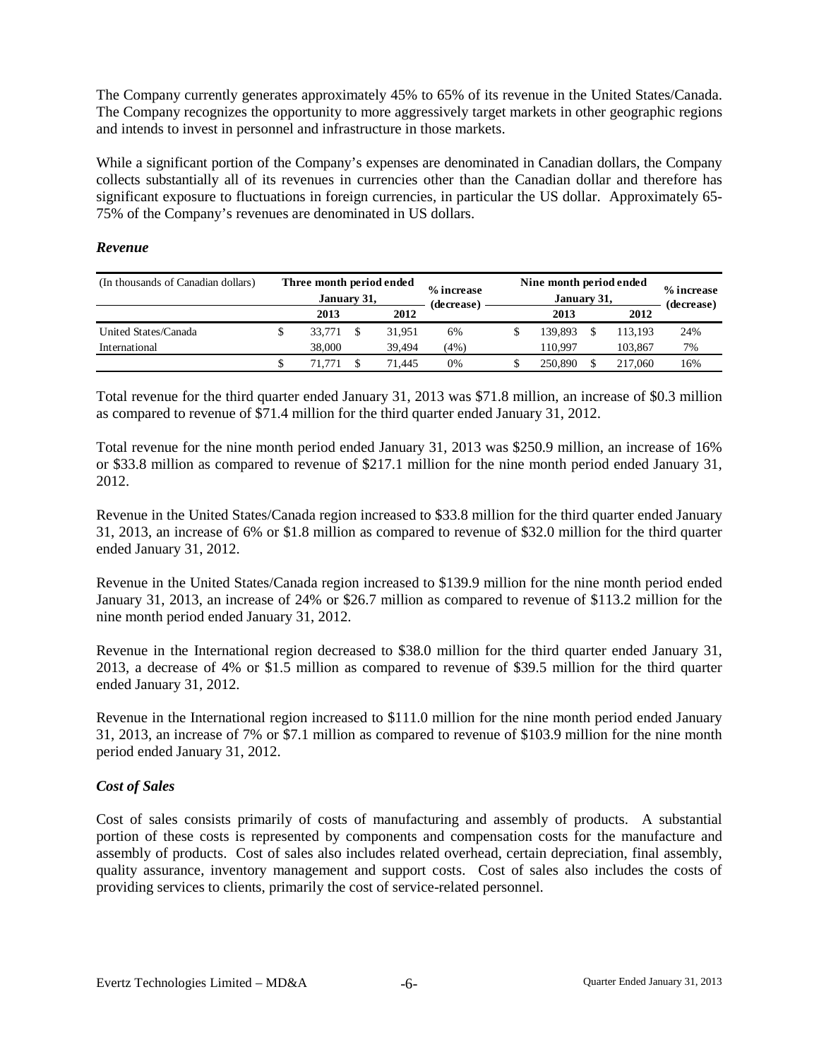The Company currently generates approximately 45% to 65% of its revenue in the United States/Canada. The Company recognizes the opportunity to more aggressively target markets in other geographic regions and intends to invest in personnel and infrastructure in those markets.

While a significant portion of the Company's expenses are denominated in Canadian dollars, the Company collects substantially all of its revenues in currencies other than the Canadian dollar and therefore has significant exposure to fluctuations in foreign currencies, in particular the US dollar. Approximately 65-75% of the Company's revenues are denominated in US dollars.

### *Revenue*

| (In thousands of Canadian dollars) | Three month period ended January 31, | | % increase (decrease) | Nine month period ended January 31, | | % increase (decrease) |
|---|---|---|---|---|---|---|
| | 2013 | 2012 | | 2013 | 2012 | |
| United States/Canada | $ 33,771 | $ 31,951 | 6% | $ 139,893 | $ 113,193 | 24% |
| International | 38,000 | 39,494 | (4%) | 110,997 | 103,867 | 7% |
| | $ 71,771 | $ 71,445 | 0% | $ 250,890 | $ 217,060 | 16% |

Total revenue for the third quarter ended January 31, 2013 was $71.8 million, an increase of $0.3 million as compared to revenue of $71.4 million for the third quarter ended January 31, 2012.

Total revenue for the nine month period ended January 31, 2013 was $250.9 million, an increase of 16% or $33.8 million as compared to revenue of $217.1 million for the nine month period ended January 31, 2012.

Revenue in the United States/Canada region increased to $33.8 million for the third quarter ended January 31, 2013, an increase of 6% or $1.8 million as compared to revenue of $32.0 million for the third quarter ended January 31, 2012.

Revenue in the United States/Canada region increased to $139.9 million for the nine month period ended January 31, 2013, an increase of 24% or $26.7 million as compared to revenue of $113.2 million for the nine month period ended January 31, 2012.

Revenue in the International region decreased to $38.0 million for the third quarter ended January 31, 2013, a decrease of 4% or $1.5 million as compared to revenue of $39.5 million for the third quarter ended January 31, 2012.

Revenue in the International region increased to $111.0 million for the nine month period ended January 31, 2013, an increase of 7% or $7.1 million as compared to revenue of $103.9 million for the nine month period ended January 31, 2012.

### *Cost of Sales*

Cost of sales consists primarily of costs of manufacturing and assembly of products. A substantial portion of these costs is represented by components and compensation costs for the manufacture and assembly of products. Cost of sales also includes related overhead, certain depreciation, final assembly, quality assurance, inventory management and support costs. Cost of sales also includes the costs of providing services to clients, primarily the cost of service-related personnel.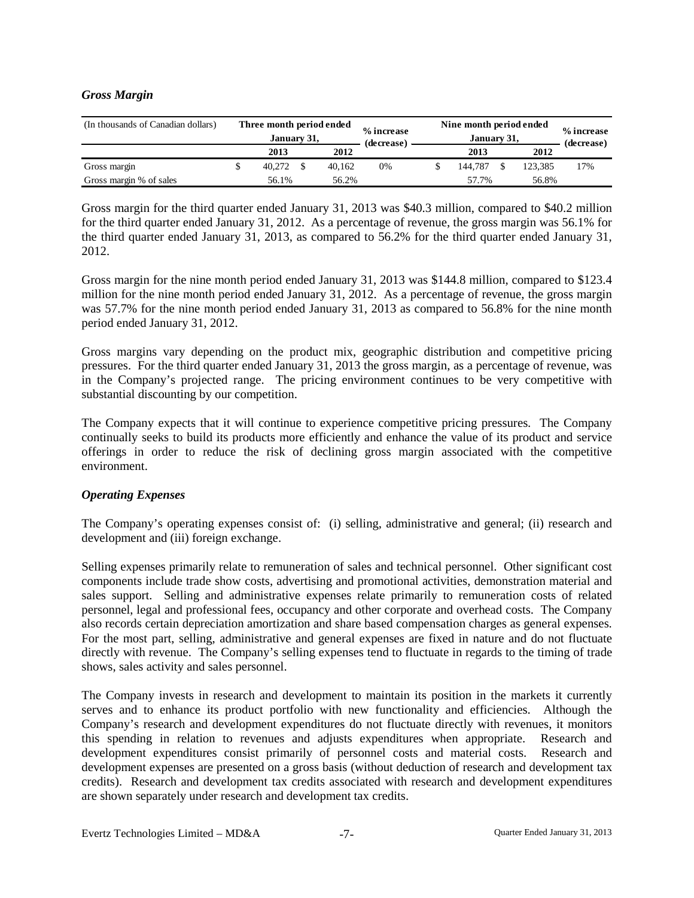### *Gross Margin*

| (In thousands of Canadian dollars) | Three month period ended January 31, | | % increase (decrease) | Nine month period ended January 31, | | % increase (decrease) |
|---|---|---|---|---|---|---|
| | 2013 | 2012 | | 2013 | 2012 | |
| Gross margin | $ 40,272 | $ 40,162 | 0% | $ 144,787 | $ 123,385 | 17% |
| Gross margin % of sales | 56.1% | 56.2% | | 57.7% | 56.8% | |

Gross margin for the third quarter ended January 31, 2013 was $40.3 million, compared to $40.2 million for the third quarter ended January 31, 2012. As a percentage of revenue, the gross margin was 56.1% for the third quarter ended January 31, 2013, as compared to 56.2% for the third quarter ended January 31, 2012.

Gross margin for the nine month period ended January 31, 2013 was $144.8 million, compared to $123.4 million for the nine month period ended January 31, 2012. As a percentage of revenue, the gross margin was 57.7% for the nine month period ended January 31, 2013 as compared to 56.8% for the nine month period ended January 31, 2012.

Gross margins vary depending on the product mix, geographic distribution and competitive pricing pressures. For the third quarter ended January 31, 2013 the gross margin, as a percentage of revenue, was in the Company's projected range. The pricing environment continues to be very competitive with substantial discounting by our competition.

The Company expects that it will continue to experience competitive pricing pressures. The Company continually seeks to build its products more efficiently and enhance the value of its product and service offerings in order to reduce the risk of declining gross margin associated with the competitive environment.

### *Operating Expenses*

The Company's operating expenses consist of: (i) selling, administrative and general; (ii) research and development and (iii) foreign exchange.

Selling expenses primarily relate to remuneration of sales and technical personnel. Other significant cost components include trade show costs, advertising and promotional activities, demonstration material and sales support. Selling and administrative expenses relate primarily to remuneration costs of related personnel, legal and professional fees, occupancy and other corporate and overhead costs. The Company also records certain depreciation amortization and share based compensation charges as general expenses. For the most part, selling, administrative and general expenses are fixed in nature and do not fluctuate directly with revenue. The Company's selling expenses tend to fluctuate in regards to the timing of trade shows, sales activity and sales personnel.

The Company invests in research and development to maintain its position in the markets it currently serves and to enhance its product portfolio with new functionality and efficiencies. Although the Company's research and development expenditures do not fluctuate directly with revenues, it monitors this spending in relation to revenues and adjusts expenditures when appropriate. Research and development expenditures consist primarily of personnel costs and material costs. Research and development expenses are presented on a gross basis (without deduction of research and development tax credits). Research and development tax credits associated with research and development expenditures are shown separately under research and development tax credits.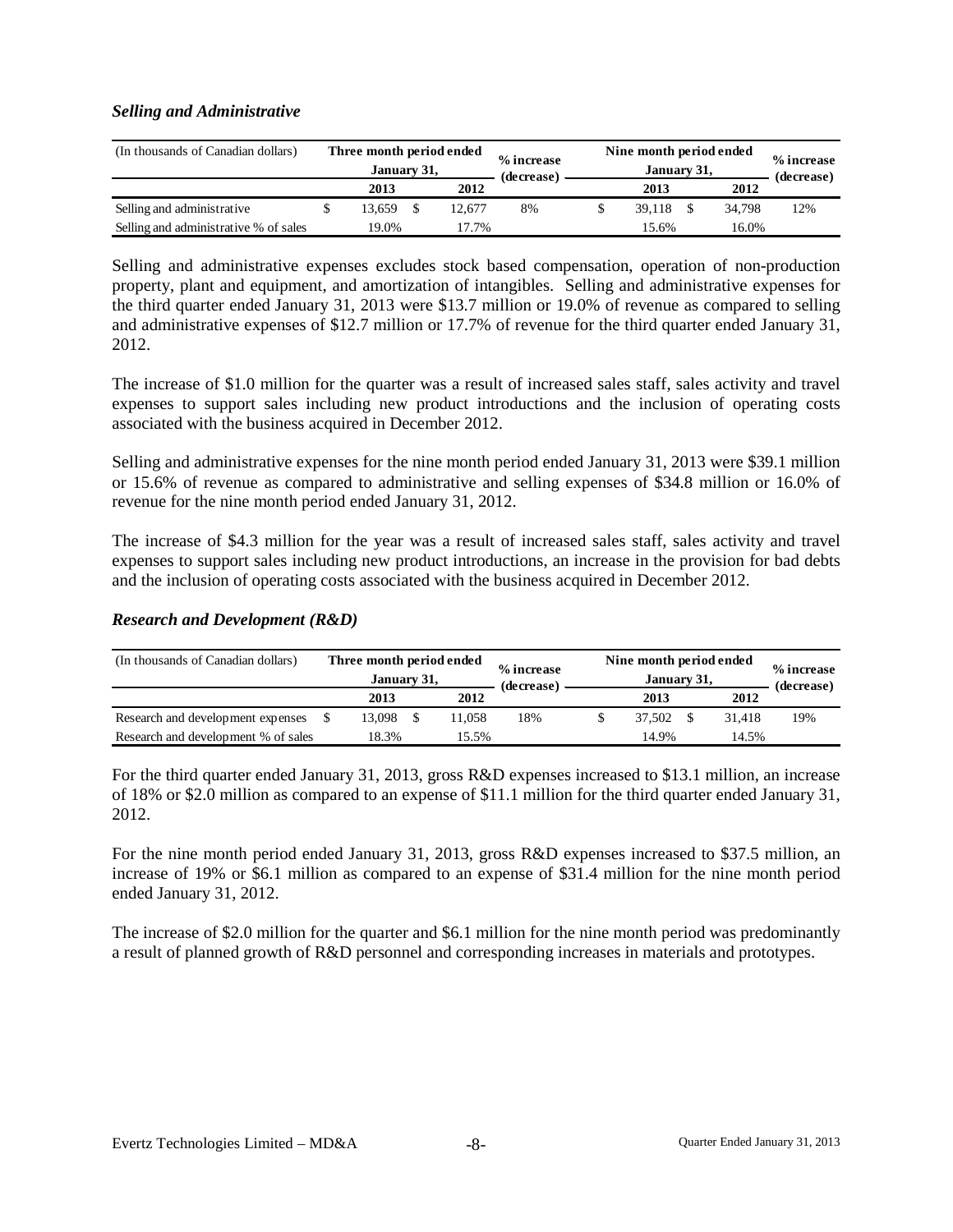### *Selling and Administrative*

| (In thousands of Canadian dollars) | Three month period ended January 31, | | % increase (decrease) | Nine month period ended January 31, | | % increase (decrease) |
|---|---|---|---|---|---|---|
| | 2013 | 2012 | | 2013 | 2012 | |
| Selling and administrative | $ 13,659 | $ 12,677 | 8% | $ 39,118 | $ 34,798 | 12% |
| Selling and administrative % of sales | 19.0% | 17.7% | | 15.6% | 16.0% | |

Selling and administrative expenses excludes stock based compensation, operation of non-production property, plant and equipment, and amortization of intangibles. Selling and administrative expenses for the third quarter ended January 31, 2013 were $13.7 million or 19.0% of revenue as compared to selling and administrative expenses of $12.7 million or 17.7% of revenue for the third quarter ended January 31, 2012.

The increase of $1.0 million for the quarter was a result of increased sales staff, sales activity and travel expenses to support sales including new product introductions and the inclusion of operating costs associated with the business acquired in December 2012.

Selling and administrative expenses for the nine month period ended January 31, 2013 were $39.1 million or 15.6% of revenue as compared to administrative and selling expenses of $34.8 million or 16.0% of revenue for the nine month period ended January 31, 2012.

The increase of $4.3 million for the year was a result of increased sales staff, sales activity and travel expenses to support sales including new product introductions, an increase in the provision for bad debts and the inclusion of operating costs associated with the business acquired in December 2012.

### *Research and Development (R&D)*

| (In thousands of Canadian dollars) | Three month period ended January 31, | | % increase (decrease) | Nine month period ended January 31, | | % increase (decrease) |
|---|---|---|---|---|---|---|
| | 2013 | 2012 | | 2013 | 2012 | |
| Research and development expenses | $ 13,098 | $ 11,058 | 18% | $ 37,502 | $ 31,418 | 19% |
| Research and development % of sales | 18.3% | 15.5% | | 14.9% | 14.5% | |

For the third quarter ended January 31, 2013, gross R&D expenses increased to $13.1 million, an increase of 18% or $2.0 million as compared to an expense of $11.1 million for the third quarter ended January 31, 2012.

For the nine month period ended January 31, 2013, gross R&D expenses increased to $37.5 million, an increase of 19% or $6.1 million as compared to an expense of $31.4 million for the nine month period ended January 31, 2012.

The increase of $2.0 million for the quarter and $6.1 million for the nine month period was predominantly a result of planned growth of R&D personnel and corresponding increases in materials and prototypes.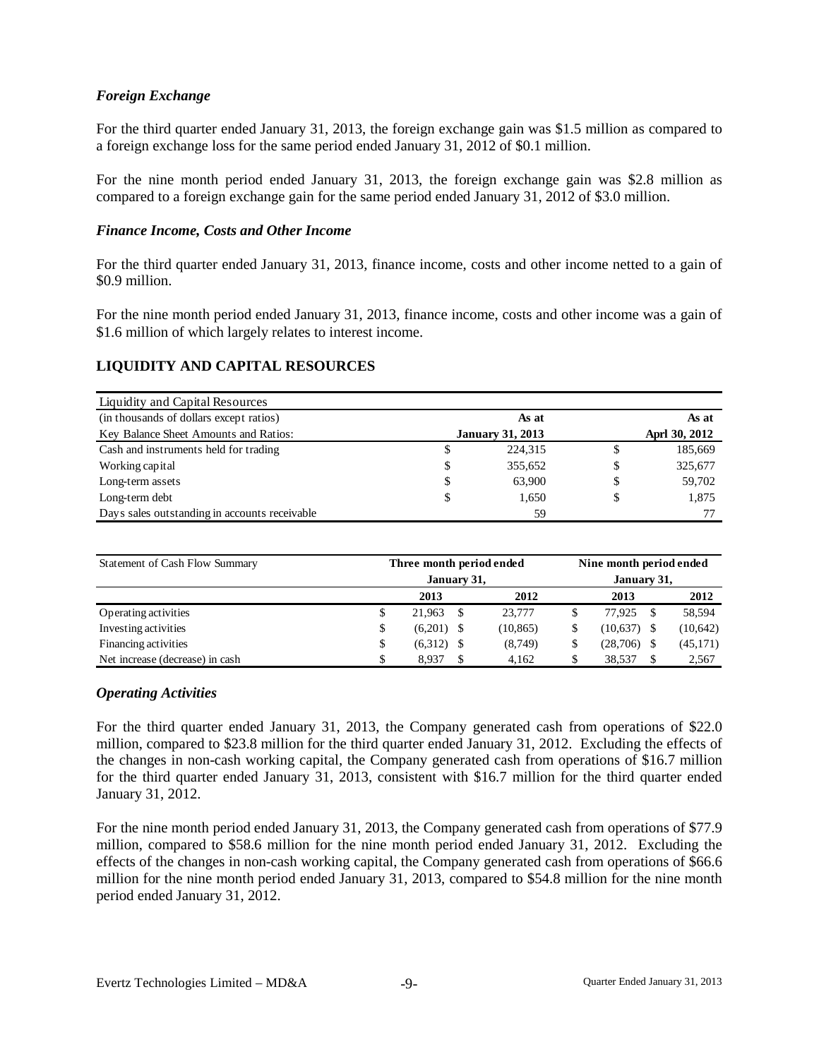### *Foreign Exchange*

For the third quarter ended January 31, 2013, the foreign exchange gain was $1.5 million as compared to a foreign exchange loss for the same period ended January 31, 2012 of $0.1 million.

For the nine month period ended January 31, 2013, the foreign exchange gain was $2.8 million as compared to a foreign exchange gain for the same period ended January 31, 2012 of $3.0 million.

### *Finance Income, Costs and Other Income*

For the third quarter ended January 31, 2013, finance income, costs and other income netted to a gain of $0.9 million.

For the nine month period ended January 31, 2013, finance income, costs and other income was a gain of $1.6 million of which largely relates to interest income.

## LIQUIDITY AND CAPITAL RESOURCES

| Liquidity and Capital Resources | | |
|---|---|---|
| (in thousands of dollars except ratios) | As at | As at |
| Key Balance Sheet Amounts and Ratios: | January 31, 2013 | Aprl 30, 2012 |
| Cash and instruments held for trading | $ 224,315 | $ 185,669 |
| Working capital | $ 355,652 | $ 325,677 |
| Long-term assets | $ 63,900 | $ 59,702 |
| Long-term debt | $ 1,650 | $ 1,875 |
| Days sales outstanding in accounts receivable | 59 | 77 |

| Statement of Cash Flow Summary | Three month period ended January 31, | | Nine month period ended January 31, | |
|---|---|---|---|---|
| | 2013 | 2012 | 2013 | 2012 |
| Operating activities | $ 21,963 | $ 23,777 | $ 77,925 | $ 58,594 |
| Investing activities | $ (6,201) | $ (10,865) | $ (10,637) | $ (10,642) |
| Financing activities | $ (6,312) | $ (8,749) | $ (28,706) | $ (45,171) |
| Net increase (decrease) in cash | $ 8,937 | $ 4,162 | $ 38,537 | $ 2,567 |

### *Operating Activities*

For the third quarter ended January 31, 2013, the Company generated cash from operations of $22.0 million, compared to $23.8 million for the third quarter ended January 31, 2012. Excluding the effects of the changes in non-cash working capital, the Company generated cash from operations of $16.7 million for the third quarter ended January 31, 2013, consistent with $16.7 million for the third quarter ended January 31, 2012.

For the nine month period ended January 31, 2013, the Company generated cash from operations of $77.9 million, compared to $58.6 million for the nine month period ended January 31, 2012. Excluding the effects of the changes in non-cash working capital, the Company generated cash from operations of $66.6 million for the nine month period ended January 31, 2013, compared to $54.8 million for the nine month period ended January 31, 2012.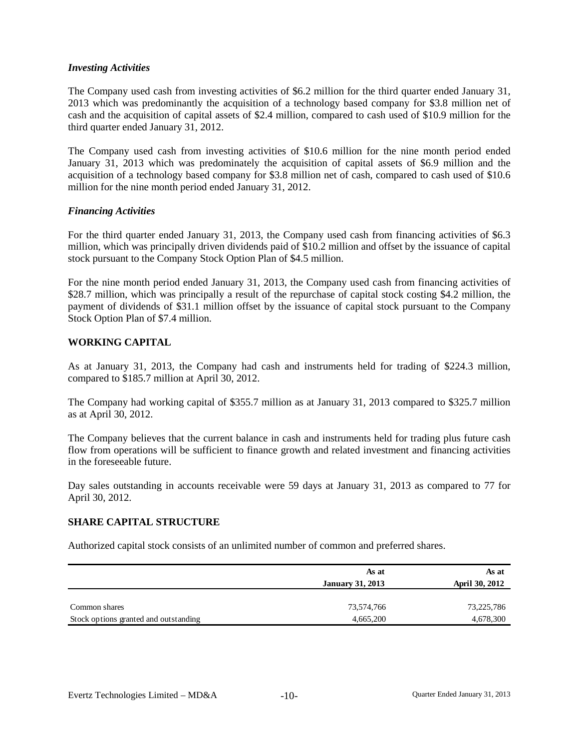### *Investing Activities*

The Company used cash from investing activities of $6.2 million for the third quarter ended January 31, 2013 which was predominantly the acquisition of a technology based company for $3.8 million net of cash and the acquisition of capital assets of $2.4 million, compared to cash used of $10.9 million for the third quarter ended January 31, 2012.

The Company used cash from investing activities of $10.6 million for the nine month period ended January 31, 2013 which was predominately the acquisition of capital assets of $6.9 million and the acquisition of a technology based company for $3.8 million net of cash, compared to cash used of $10.6 million for the nine month period ended January 31, 2012.

### *Financing Activities*

For the third quarter ended January 31, 2013, the Company used cash from financing activities of $6.3 million, which was principally driven dividends paid of $10.2 million and offset by the issuance of capital stock pursuant to the Company Stock Option Plan of $4.5 million.

For the nine month period ended January 31, 2013, the Company used cash from financing activities of $28.7 million, which was principally a result of the repurchase of capital stock costing $4.2 million, the payment of dividends of $31.1 million offset by the issuance of capital stock pursuant to the Company Stock Option Plan of $7.4 million.

## WORKING CAPITAL

As at January 31, 2013, the Company had cash and instruments held for trading of $224.3 million, compared to $185.7 million at April 30, 2012.

The Company had working capital of $355.7 million as at January 31, 2013 compared to $325.7 million as at April 30, 2012.

The Company believes that the current balance in cash and instruments held for trading plus future cash flow from operations will be sufficient to finance growth and related investment and financing activities in the foreseeable future.

Day sales outstanding in accounts receivable were 59 days at January 31, 2013 as compared to 77 for April 30, 2012.

## SHARE CAPITAL STRUCTURE

Authorized capital stock consists of an unlimited number of common and preferred shares.

| | As at January 31, 2013 | As at April 30, 2012 |
|---|---|---|
| Common shares | 73,574,766 | 73,225,786 |
| Stock options granted and outstanding | 4,665,200 | 4,678,300 |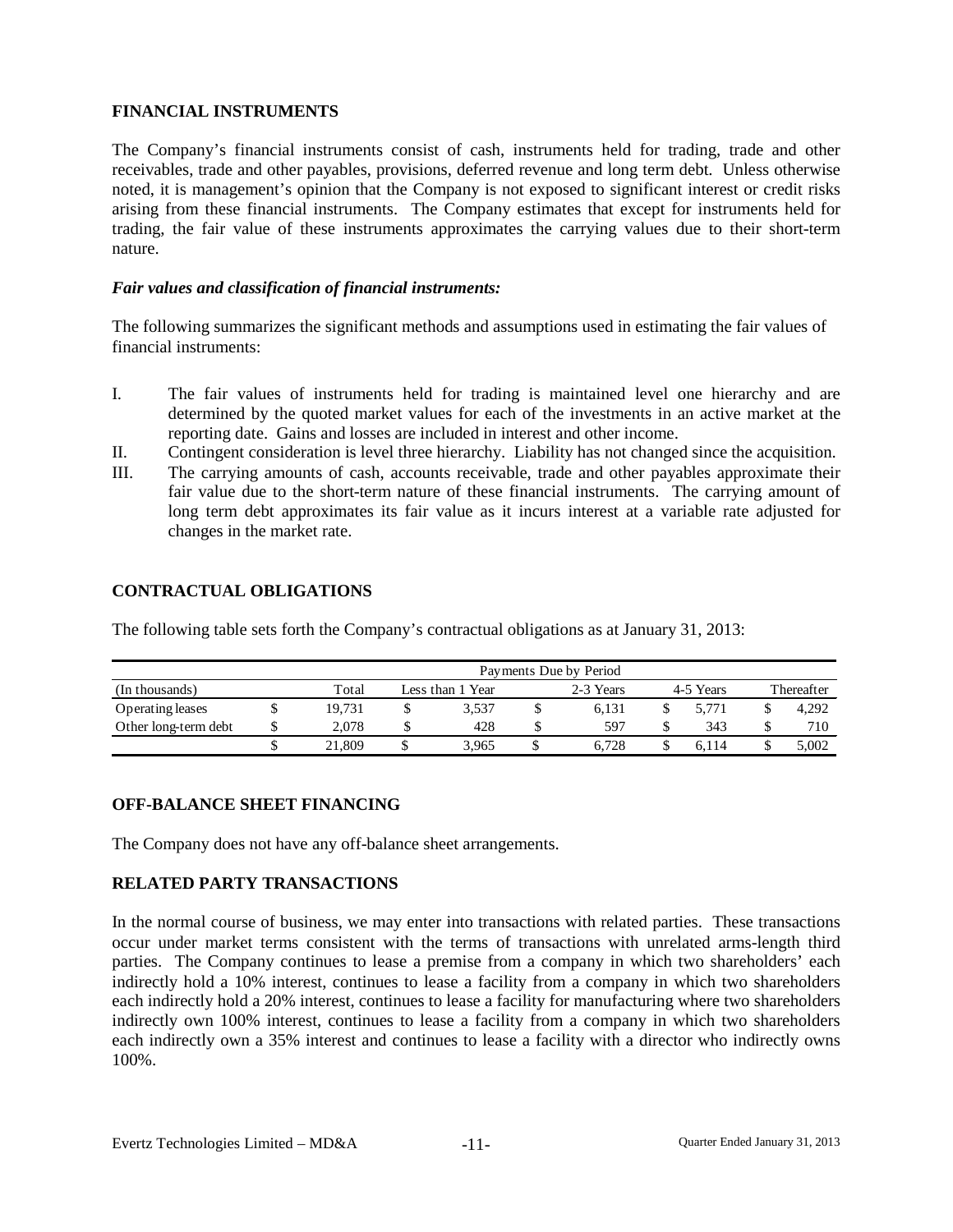## FINANCIAL INSTRUMENTS

The Company's financial instruments consist of cash, instruments held for trading, trade and other receivables, trade and other payables, provisions, deferred revenue and long term debt. Unless otherwise noted, it is management's opinion that the Company is not exposed to significant interest or credit risks arising from these financial instruments. The Company estimates that except for instruments held for trading, the fair value of these instruments approximates the carrying values due to their short-term nature.

### *Fair values and classification of financial instruments:*

The following summarizes the significant methods and assumptions used in estimating the fair values of financial instruments:

I. The fair values of instruments held for trading is maintained level one hierarchy and are determined by the quoted market values for each of the investments in an active market at the reporting date. Gains and losses are included in interest and other income.

II. Contingent consideration is level three hierarchy. Liability has not changed since the acquisition.

III. The carrying amounts of cash, accounts receivable, trade and other payables approximate their fair value due to the short-term nature of these financial instruments. The carrying amount of long term debt approximates its fair value as it incurs interest at a variable rate adjusted for changes in the market rate.

## CONTRACTUAL OBLIGATIONS

The following table sets forth the Company's contractual obligations as at January 31, 2013:

| | Payments Due by Period | | | | |
|---|---|---|---|---|---|
| (In thousands) | Total | Less than 1 Year | 2-3 Years | 4-5 Years | Thereafter |
| Operating leases | $ 19,731 | $ 3,537 | $ 6,131 | $ 5,771 | $ 4,292 |
| Other long-term debt | $ 2,078 | $ 428 | $ 597 | $ 343 | $ 710 |
| | $ 21,809 | $ 3,965 | $ 6,728 | $ 6,114 | $ 5,002 |

## OFF-BALANCE SHEET FINANCING

The Company does not have any off-balance sheet arrangements.

## RELATED PARTY TRANSACTIONS

In the normal course of business, we may enter into transactions with related parties. These transactions occur under market terms consistent with the terms of transactions with unrelated arms-length third parties. The Company continues to lease a premise from a company in which two shareholders' each indirectly hold a 10% interest, continues to lease a facility from a company in which two shareholders each indirectly hold a 20% interest, continues to lease a facility for manufacturing where two shareholders indirectly own 100% interest, continues to lease a facility from a company in which two shareholders each indirectly own a 35% interest and continues to lease a facility with a director who indirectly owns 100%.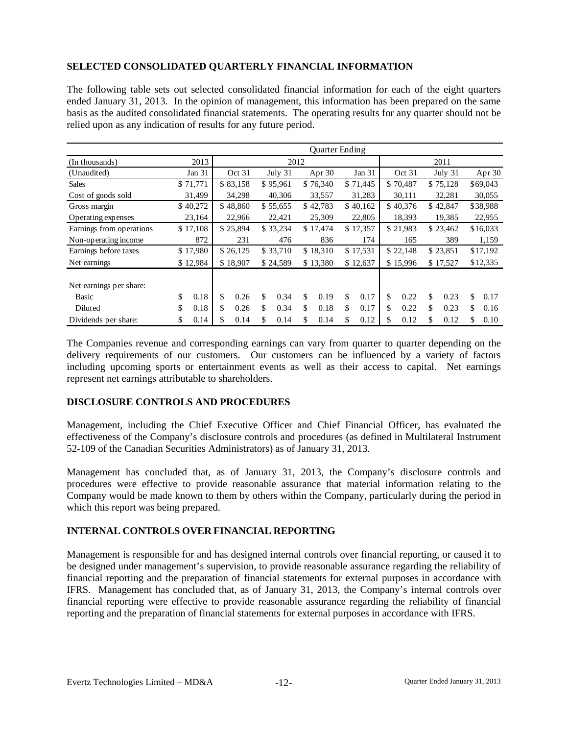## SELECTED CONSOLIDATED QUARTERLY FINANCIAL INFORMATION

The following table sets out selected consolidated financial information for each of the eight quarters ended January 31, 2013. In the opinion of management, this information has been prepared on the same basis as the audited consolidated financial statements. The operating results for any quarter should not be relied upon as any indication of results for any future period.

| | Quarter Ending | | | | | | | |
|---|---|---|---|---|---|---|---|---|
| (In thousands) | 2013 | 2012 | | | | 2011 | | |
| (Unaudited) | Jan 31 | Oct 31 | July 31 | Apr 30 | Jan 31 | Oct 31 | July 31 | Apr 30 |
| Sales | $ 71,771 | $ 83,158 | $ 95,961 | $ 76,340 | $ 71,445 | $ 70,487 | $ 75,128 | $69,043 |
| Cost of goods sold | 31,499 | 34,298 | 40,306 | 33,557 | 31,283 | 30,111 | 32,281 | 30,055 |
| Gross margin | $ 40,272 | $ 48,860 | $ 55,655 | $ 42,783 | $ 40,162 | $ 40,376 | $ 42,847 | $38,988 |
| Operating expenses | 23,164 | 22,966 | 22,421 | 25,309 | 22,805 | 18,393 | 19,385 | 22,955 |
| Earnings from operations | $ 17,108 | $ 25,894 | $ 33,234 | $ 17,474 | $ 17,357 | $ 21,983 | $ 23,462 | $16,033 |
| Non-operating income | 872 | 231 | 476 | 836 | 174 | 165 | 389 | 1,159 |
| Earnings before taxes | $ 17,980 | $ 26,125 | $ 33,710 | $ 18,310 | $ 17,531 | $ 22,148 | $ 23,851 | $17,192 |
| Net earnings | $ 12,984 | $ 18,907 | $ 24,589 | $ 13,380 | $ 12,637 | $ 15,996 | $ 17,527 | $12,335 |
| Net earnings per share: | | | | | | | | |
| Basic | $ 0.18 | $ 0.26 | $ 0.34 | $ 0.19 | $ 0.17 | $ 0.22 | $ 0.23 | $ 0.17 |
| Diluted | $ 0.18 | $ 0.26 | $ 0.34 | $ 0.18 | $ 0.17 | $ 0.22 | $ 0.23 | $ 0.16 |
| Dividends per share: | $ 0.14 | $ 0.14 | $ 0.14 | $ 0.14 | $ 0.12 | $ 0.12 | $ 0.12 | $ 0.10 |

The Companies revenue and corresponding earnings can vary from quarter to quarter depending on the delivery requirements of our customers. Our customers can be influenced by a variety of factors including upcoming sports or entertainment events as well as their access to capital. Net earnings represent net earnings attributable to shareholders.

## DISCLOSURE CONTROLS AND PROCEDURES

Management, including the Chief Executive Officer and Chief Financial Officer, has evaluated the effectiveness of the Company's disclosure controls and procedures (as defined in Multilateral Instrument 52-109 of the Canadian Securities Administrators) as of January 31, 2013.

Management has concluded that, as of January 31, 2013, the Company's disclosure controls and procedures were effective to provide reasonable assurance that material information relating to the Company would be made known to them by others within the Company, particularly during the period in which this report was being prepared.

## INTERNAL CONTROLS OVER FINANCIAL REPORTING

Management is responsible for and has designed internal controls over financial reporting, or caused it to be designed under management's supervision, to provide reasonable assurance regarding the reliability of financial reporting and the preparation of financial statements for external purposes in accordance with IFRS. Management has concluded that, as of January 31, 2013, the Company's internal controls over financial reporting were effective to provide reasonable assurance regarding the reliability of financial reporting and the preparation of financial statements for external purposes in accordance with IFRS.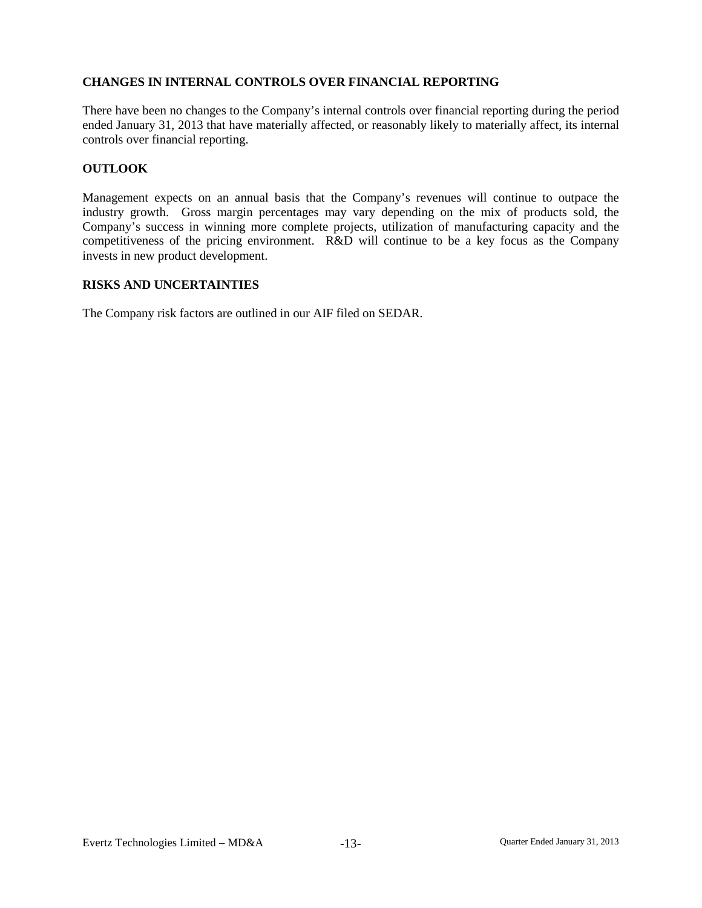## CHANGES IN INTERNAL CONTROLS OVER FINANCIAL REPORTING

There have been no changes to the Company's internal controls over financial reporting during the period ended January 31, 2013 that have materially affected, or reasonably likely to materially affect, its internal controls over financial reporting.

## OUTLOOK

Management expects on an annual basis that the Company's revenues will continue to outpace the industry growth. Gross margin percentages may vary depending on the mix of products sold, the Company's success in winning more complete projects, utilization of manufacturing capacity and the competitiveness of the pricing environment. R&D will continue to be a key focus as the Company invests in new product development.

## RISKS AND UNCERTAINTIES

The Company risk factors are outlined in our AIF filed on SEDAR.